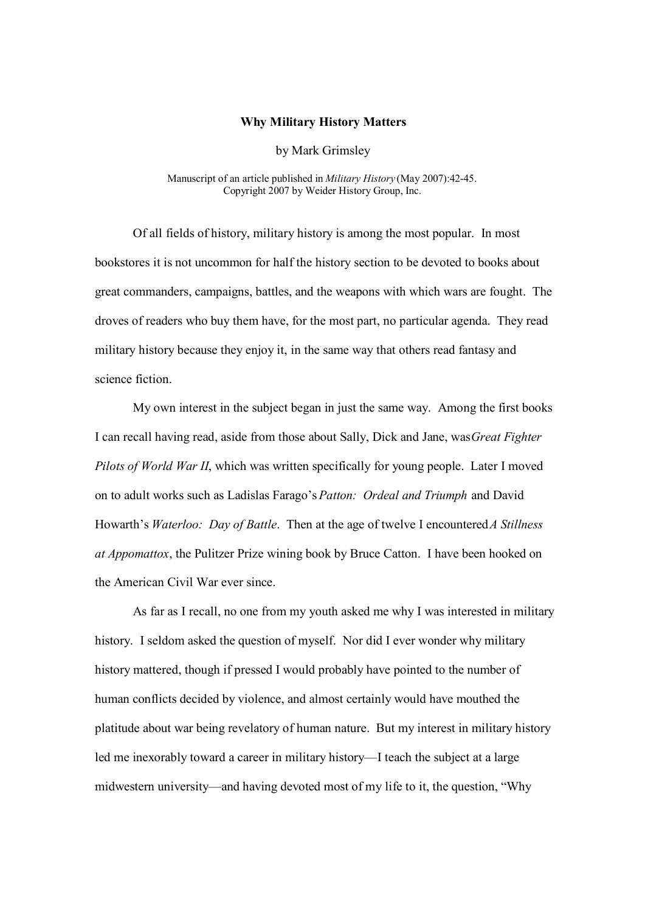# Why Military History Matters

by Mark Grimsley

Manuscript of an article published in *Military History* (May 2007):42-45.
Copyright 2007 by Weider History Group, Inc.

Of all fields of history, military history is among the most popular. In most bookstores it is not uncommon for half the history section to be devoted to books about great commanders, campaigns, battles, and the weapons with which wars are fought. The droves of readers who buy them have, for the most part, no particular agenda. They read military history because they enjoy it, in the same way that others read fantasy and science fiction.

My own interest in the subject began in just the same way. Among the first books I can recall having read, aside from those about Sally, Dick and Jane, was *Great Fighter Pilots of World War II*, which was written specifically for young people. Later I moved on to adult works such as Ladislas Farago's *Patton: Ordeal and Triumph* and David Howarth's *Waterloo: Day of Battle*. Then at the age of twelve I encountered *A Stillness at Appomattox*, the Pulitzer Prize wining book by Bruce Catton. I have been hooked on the American Civil War ever since.

As far as I recall, no one from my youth asked me why I was interested in military history. I seldom asked the question of myself. Nor did I ever wonder why military history mattered, though if pressed I would probably have pointed to the number of human conflicts decided by violence, and almost certainly would have mouthed the platitude about war being revelatory of human nature. But my interest in military history led me inexorably toward a career in military history—I teach the subject at a large midwestern university—and having devoted most of my life to it, the question, "Why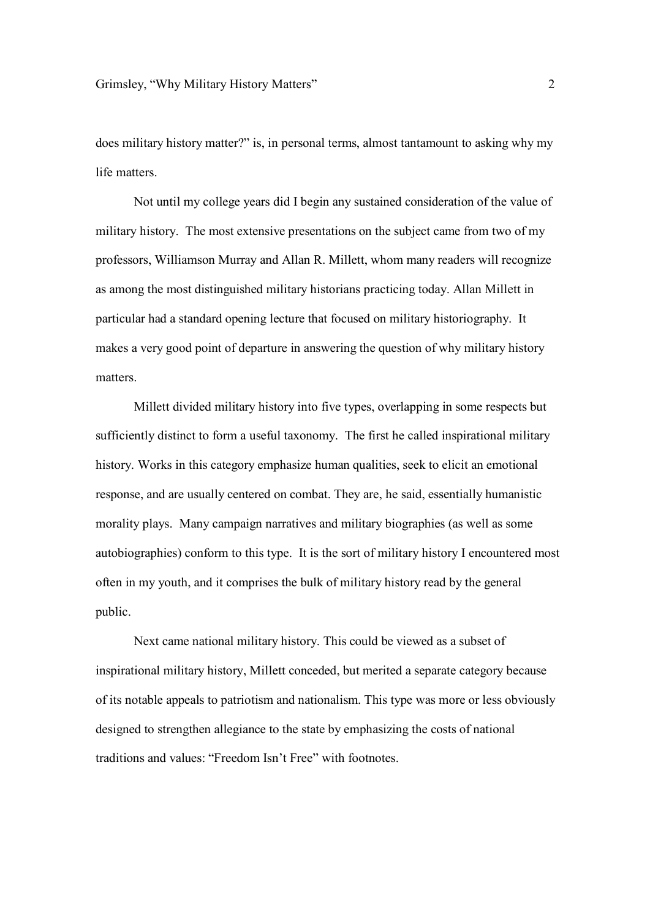does military history matter?" is, in personal terms, almost tantamount to asking why my life matters.

Not until my college years did I begin any sustained consideration of the value of military history. The most extensive presentations on the subject came from two of my professors, Williamson Murray and Allan R. Millett, whom many readers will recognize as among the most distinguished military historians practicing today. Allan Millett in particular had a standard opening lecture that focused on military historiography. It makes a very good point of departure in answering the question of why military history matters.

Millett divided military history into five types, overlapping in some respects but sufficiently distinct to form a useful taxonomy. The first he called inspirational military history. Works in this category emphasize human qualities, seek to elicit an emotional response, and are usually centered on combat. They are, he said, essentially humanistic morality plays. Many campaign narratives and military biographies (as well as some autobiographies) conform to this type. It is the sort of military history I encountered most often in my youth, and it comprises the bulk of military history read by the general public.

Next came national military history. This could be viewed as a subset of inspirational military history, Millett conceded, but merited a separate category because of its notable appeals to patriotism and nationalism. This type was more or less obviously designed to strengthen allegiance to the state by emphasizing the costs of national traditions and values: "Freedom Isn't Free" with footnotes.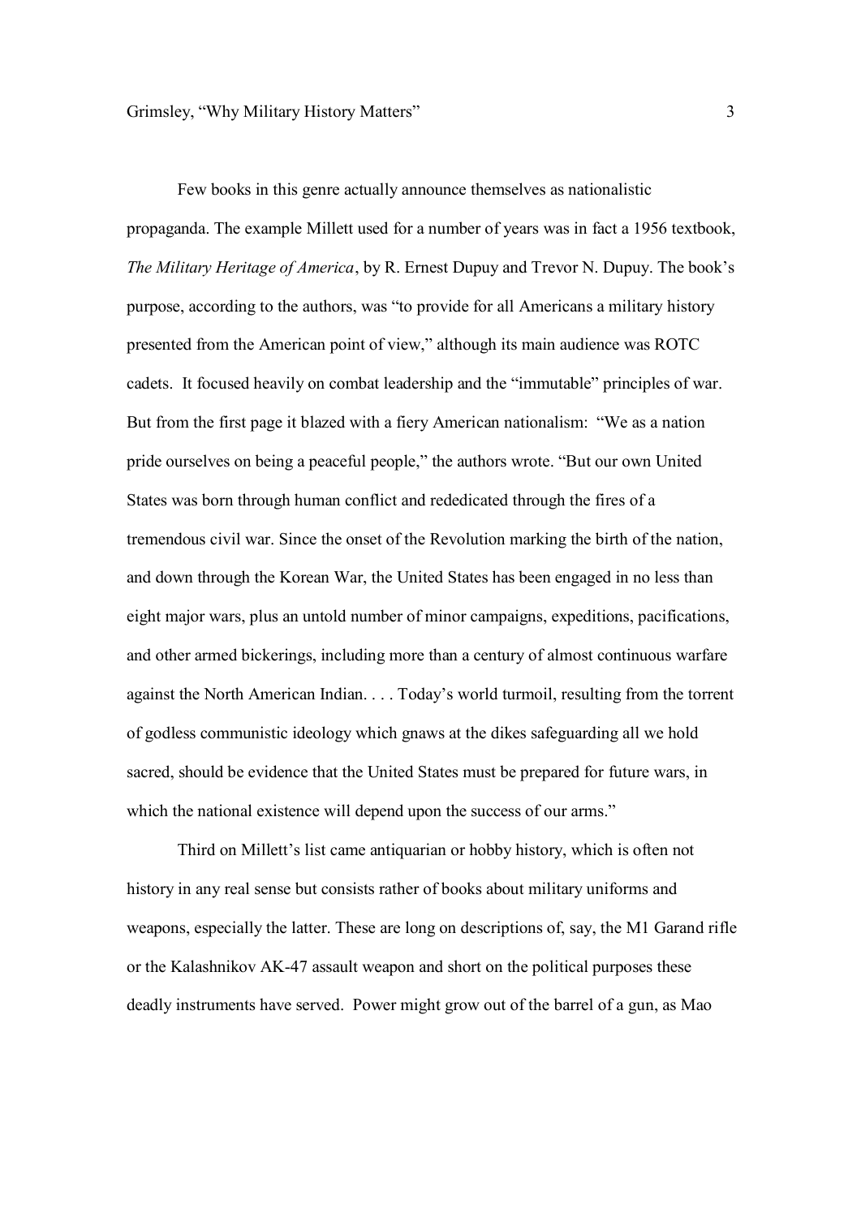Few books in this genre actually announce themselves as nationalistic propaganda. The example Millett used for a number of years was in fact a 1956 textbook, *The Military Heritage of America*, by R. Ernest Dupuy and Trevor N. Dupuy. The book's purpose, according to the authors, was "to provide for all Americans a military history presented from the American point of view," although its main audience was ROTC cadets. It focused heavily on combat leadership and the "immutable" principles of war. But from the first page it blazed with a fiery American nationalism: "We as a nation pride ourselves on being a peaceful people," the authors wrote. "But our own United States was born through human conflict and rededicated through the fires of a tremendous civil war. Since the onset of the Revolution marking the birth of the nation, and down through the Korean War, the United States has been engaged in no less than eight major wars, plus an untold number of minor campaigns, expeditions, pacifications, and other armed bickerings, including more than a century of almost continuous warfare against the North American Indian. . . . Today's world turmoil, resulting from the torrent of godless communistic ideology which gnaws at the dikes safeguarding all we hold sacred, should be evidence that the United States must be prepared for future wars, in which the national existence will depend upon the success of our arms."

Third on Millett's list came antiquarian or hobby history, which is often not history in any real sense but consists rather of books about military uniforms and weapons, especially the latter. These are long on descriptions of, say, the M1 Garand rifle or the Kalashnikov AK-47 assault weapon and short on the political purposes these deadly instruments have served. Power might grow out of the barrel of a gun, as Mao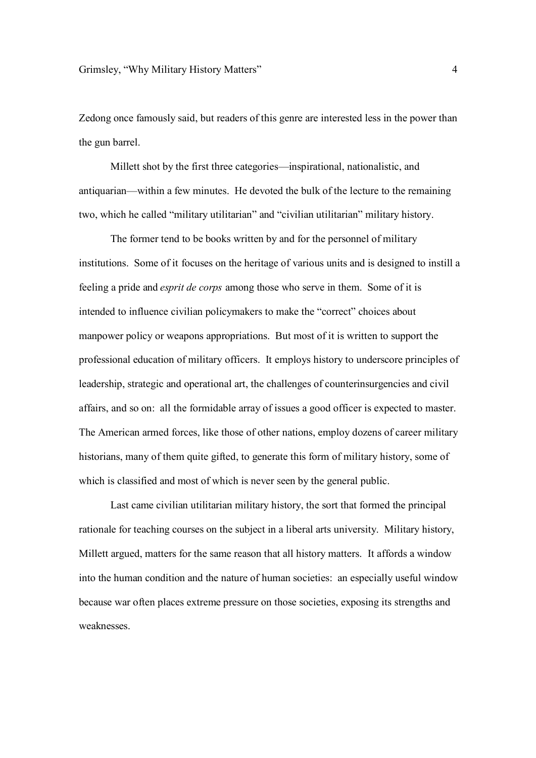Zedong once famously said, but readers of this genre are interested less in the power than the gun barrel.

Millett shot by the first three categories—inspirational, nationalistic, and antiquarian—within a few minutes. He devoted the bulk of the lecture to the remaining two, which he called "military utilitarian" and "civilian utilitarian" military history.

The former tend to be books written by and for the personnel of military institutions. Some of it focuses on the heritage of various units and is designed to instill a feeling a pride and *esprit de corps* among those who serve in them. Some of it is intended to influence civilian policymakers to make the "correct" choices about manpower policy or weapons appropriations. But most of it is written to support the professional education of military officers. It employs history to underscore principles of leadership, strategic and operational art, the challenges of counterinsurgencies and civil affairs, and so on: all the formidable array of issues a good officer is expected to master. The American armed forces, like those of other nations, employ dozens of career military historians, many of them quite gifted, to generate this form of military history, some of which is classified and most of which is never seen by the general public.

Last came civilian utilitarian military history, the sort that formed the principal rationale for teaching courses on the subject in a liberal arts university. Military history, Millett argued, matters for the same reason that all history matters. It affords a window into the human condition and the nature of human societies: an especially useful window because war often places extreme pressure on those societies, exposing its strengths and weaknesses.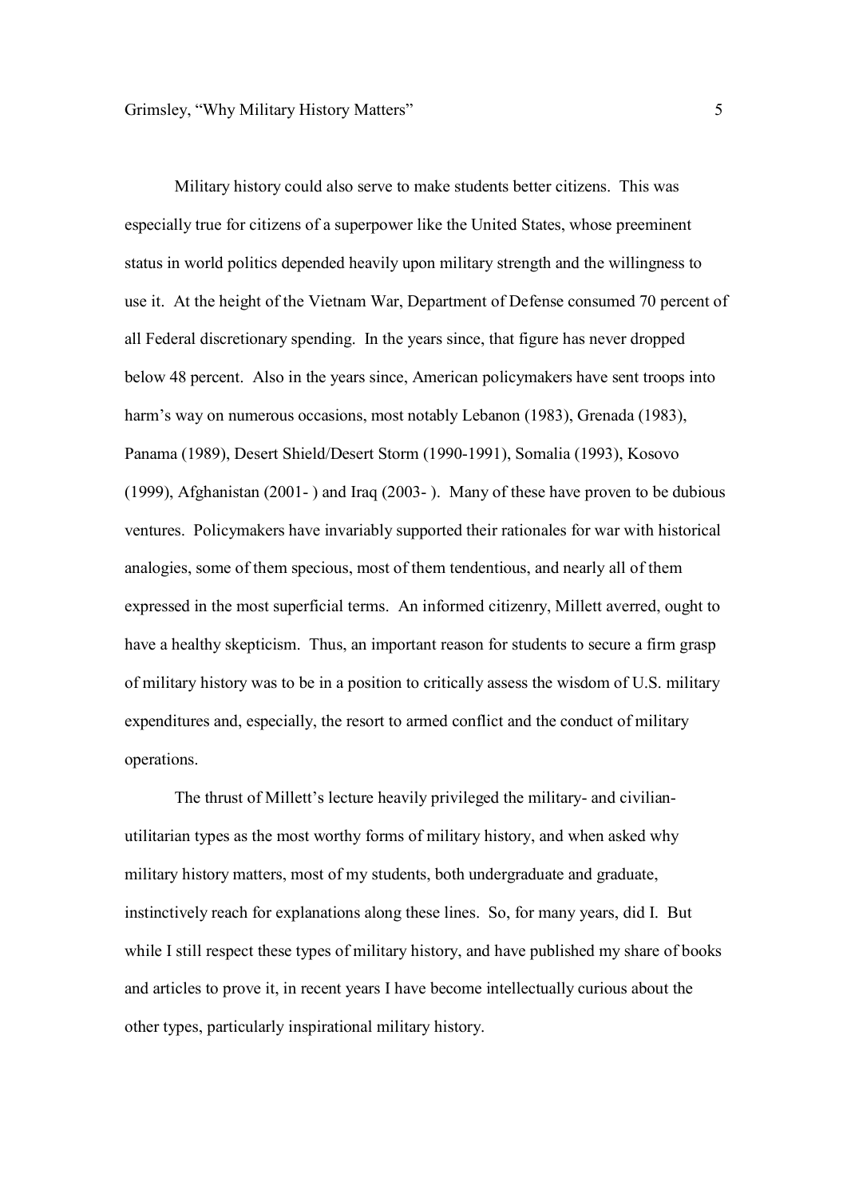Military history could also serve to make students better citizens. This was especially true for citizens of a superpower like the United States, whose preeminent status in world politics depended heavily upon military strength and the willingness to use it. At the height of the Vietnam War, Department of Defense consumed 70 percent of all Federal discretionary spending. In the years since, that figure has never dropped below 48 percent. Also in the years since, American policymakers have sent troops into harm's way on numerous occasions, most notably Lebanon (1983), Grenada (1983), Panama (1989), Desert Shield/Desert Storm (1990-1991), Somalia (1993), Kosovo (1999), Afghanistan (2001- ) and Iraq (2003- ). Many of these have proven to be dubious ventures. Policymakers have invariably supported their rationales for war with historical analogies, some of them specious, most of them tendentious, and nearly all of them expressed in the most superficial terms. An informed citizenry, Millett averred, ought to have a healthy skepticism. Thus, an important reason for students to secure a firm grasp of military history was to be in a position to critically assess the wisdom of U.S. military expenditures and, especially, the resort to armed conflict and the conduct of military operations.

The thrust of Millett's lecture heavily privileged the military- and civilian-utilitarian types as the most worthy forms of military history, and when asked why military history matters, most of my students, both undergraduate and graduate, instinctively reach for explanations along these lines. So, for many years, did I. But while I still respect these types of military history, and have published my share of books and articles to prove it, in recent years I have become intellectually curious about the other types, particularly inspirational military history.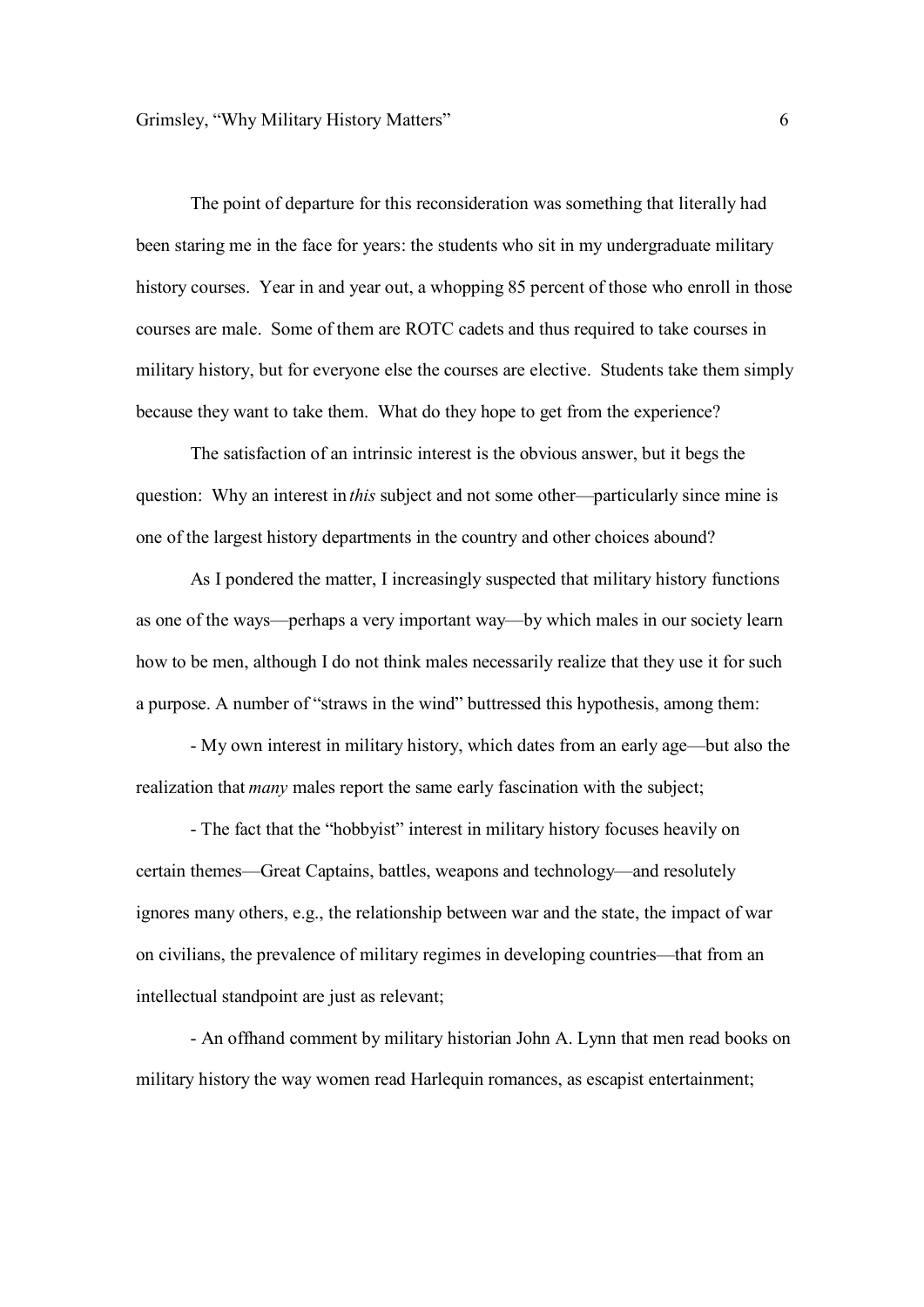The point of departure for this reconsideration was something that literally had been staring me in the face for years: the students who sit in my undergraduate military history courses. Year in and year out, a whopping 85 percent of those who enroll in those courses are male. Some of them are ROTC cadets and thus required to take courses in military history, but for everyone else the courses are elective. Students take them simply because they want to take them. What do they hope to get from the experience?

The satisfaction of an intrinsic interest is the obvious answer, but it begs the question: Why an interest in *this* subject and not some other—particularly since mine is one of the largest history departments in the country and other choices abound?

As I pondered the matter, I increasingly suspected that military history functions as one of the ways—perhaps a very important way—by which males in our society learn how to be men, although I do not think males necessarily realize that they use it for such a purpose. A number of "straws in the wind" buttressed this hypothesis, among them:

- My own interest in military history, which dates from an early age—but also the realization that *many* males report the same early fascination with the subject;

- The fact that the "hobbyist" interest in military history focuses heavily on certain themes—Great Captains, battles, weapons and technology—and resolutely ignores many others, e.g., the relationship between war and the state, the impact of war on civilians, the prevalence of military regimes in developing countries—that from an intellectual standpoint are just as relevant;

- An offhand comment by military historian John A. Lynn that men read books on military history the way women read Harlequin romances, as escapist entertainment;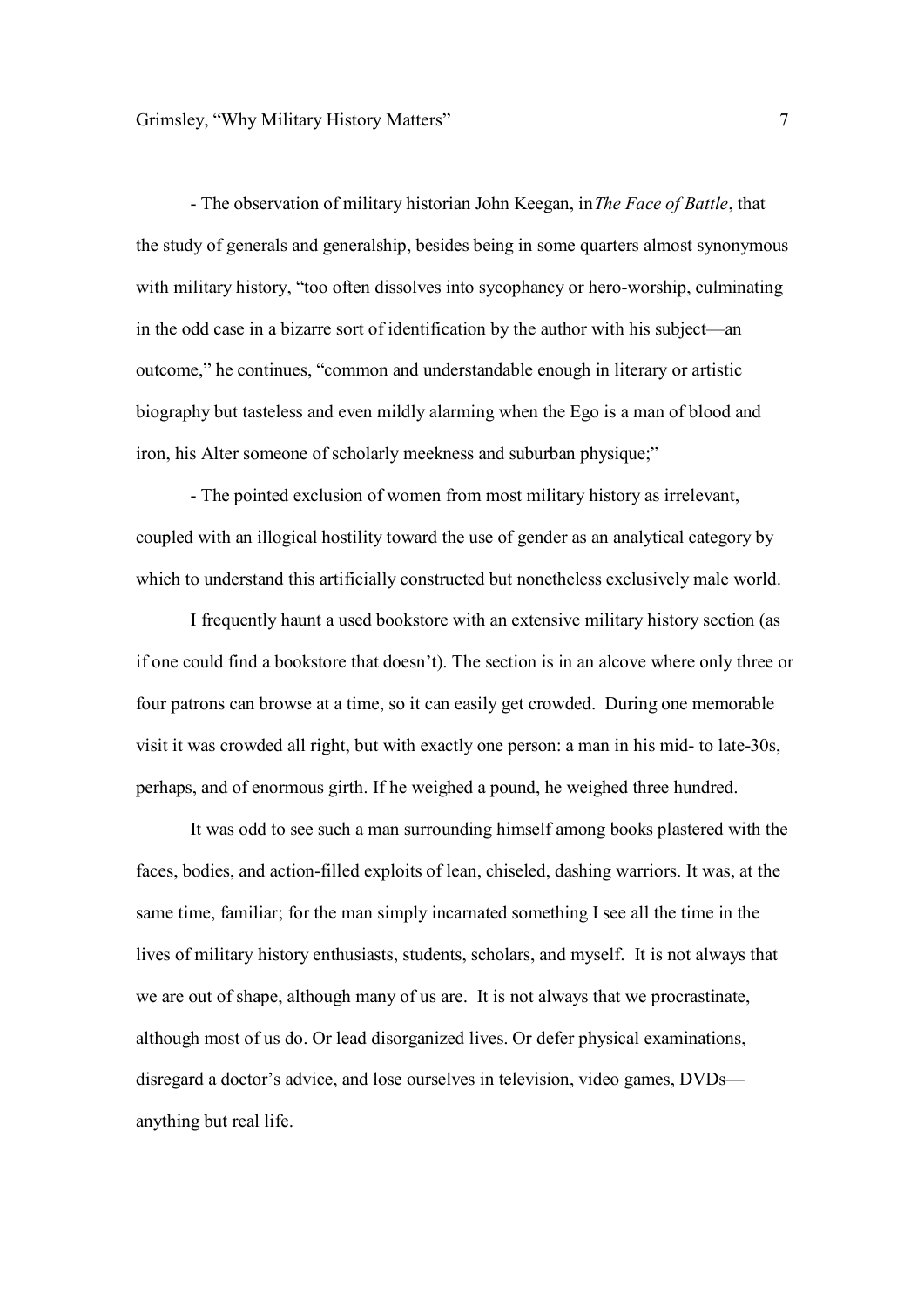- The observation of military historian John Keegan, in *The Face of Battle*, that the study of generals and generalship, besides being in some quarters almost synonymous with military history, "too often dissolves into sycophancy or hero-worship, culminating in the odd case in a bizarre sort of identification by the author with his subject—an outcome," he continues, "common and understandable enough in literary or artistic biography but tasteless and even mildly alarming when the Ego is a man of blood and iron, his Alter someone of scholarly meekness and suburban physique;"

- The pointed exclusion of women from most military history as irrelevant, coupled with an illogical hostility toward the use of gender as an analytical category by which to understand this artificially constructed but nonetheless exclusively male world.

I frequently haunt a used bookstore with an extensive military history section (as if one could find a bookstore that doesn't). The section is in an alcove where only three or four patrons can browse at a time, so it can easily get crowded. During one memorable visit it was crowded all right, but with exactly one person: a man in his mid- to late-30s, perhaps, and of enormous girth. If he weighed a pound, he weighed three hundred.

It was odd to see such a man surrounding himself among books plastered with the faces, bodies, and action-filled exploits of lean, chiseled, dashing warriors. It was, at the same time, familiar; for the man simply incarnated something I see all the time in the lives of military history enthusiasts, students, scholars, and myself. It is not always that we are out of shape, although many of us are. It is not always that we procrastinate, although most of us do. Or lead disorganized lives. Or defer physical examinations, disregard a doctor's advice, and lose ourselves in television, video games, DVDs—anything but real life.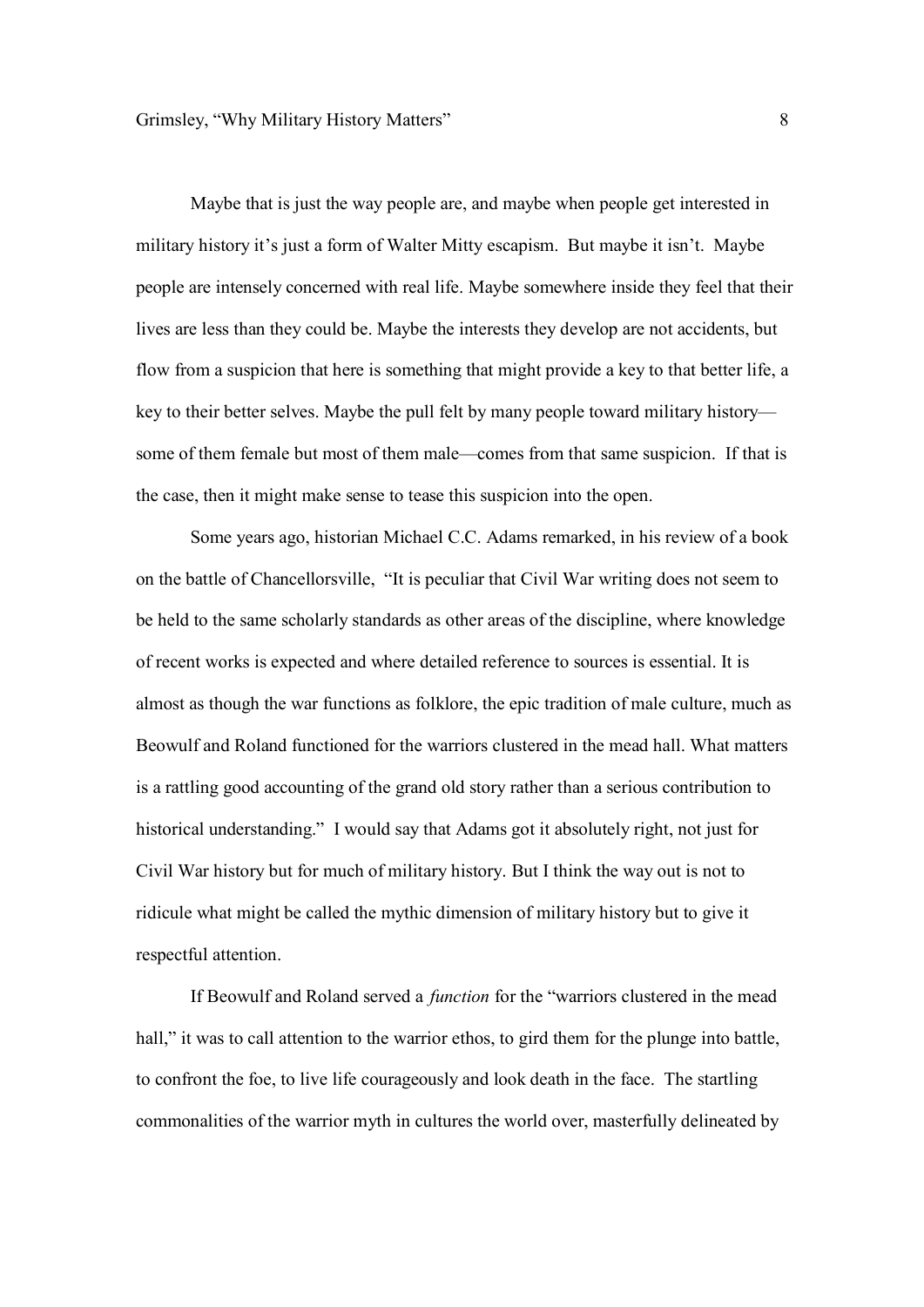Maybe that is just the way people are, and maybe when people get interested in military history it's just a form of Walter Mitty escapism. But maybe it isn't. Maybe people are intensely concerned with real life. Maybe somewhere inside they feel that their lives are less than they could be. Maybe the interests they develop are not accidents, but flow from a suspicion that here is something that might provide a key to that better life, a key to their better selves. Maybe the pull felt by many people toward military history—some of them female but most of them male—comes from that same suspicion. If that is the case, then it might make sense to tease this suspicion into the open.

Some years ago, historian Michael C.C. Adams remarked, in his review of a book on the battle of Chancellorsville, "It is peculiar that Civil War writing does not seem to be held to the same scholarly standards as other areas of the discipline, where knowledge of recent works is expected and where detailed reference to sources is essential. It is almost as though the war functions as folklore, the epic tradition of male culture, much as Beowulf and Roland functioned for the warriors clustered in the mead hall. What matters is a rattling good accounting of the grand old story rather than a serious contribution to historical understanding." I would say that Adams got it absolutely right, not just for Civil War history but for much of military history. But I think the way out is not to ridicule what might be called the mythic dimension of military history but to give it respectful attention.

If Beowulf and Roland served a *function* for the "warriors clustered in the mead hall," it was to call attention to the warrior ethos, to gird them for the plunge into battle, to confront the foe, to live life courageously and look death in the face. The startling commonalities of the warrior myth in cultures the world over, masterfully delineated by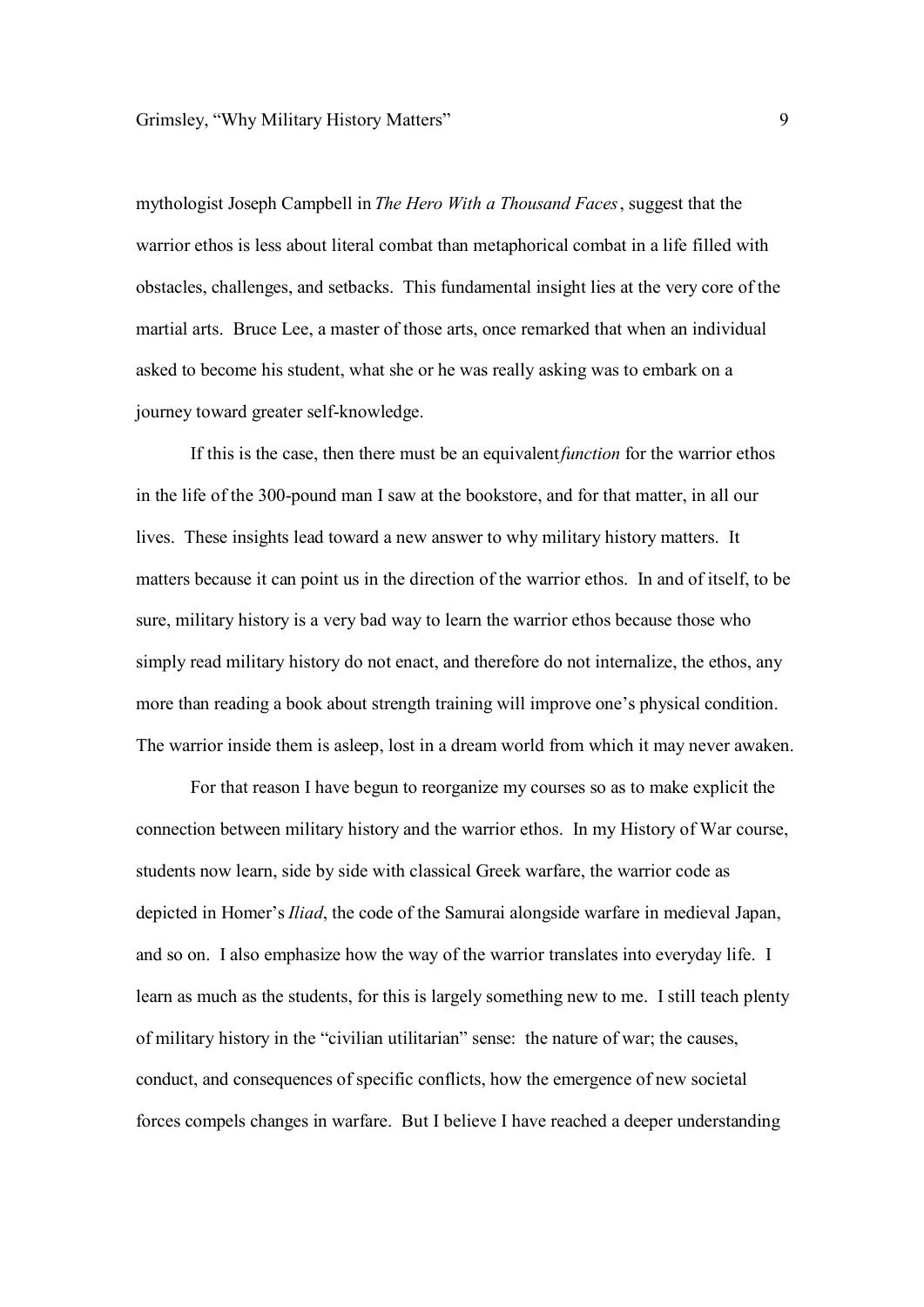mythologist Joseph Campbell in *The Hero With a Thousand Faces*, suggest that the warrior ethos is less about literal combat than metaphorical combat in a life filled with obstacles, challenges, and setbacks. This fundamental insight lies at the very core of the martial arts. Bruce Lee, a master of those arts, once remarked that when an individual asked to become his student, what she or he was really asking was to embark on a journey toward greater self-knowledge.

If this is the case, then there must be an equivalent *function* for the warrior ethos in the life of the 300-pound man I saw at the bookstore, and for that matter, in all our lives. These insights lead toward a new answer to why military history matters. It matters because it can point us in the direction of the warrior ethos. In and of itself, to be sure, military history is a very bad way to learn the warrior ethos because those who simply read military history do not enact, and therefore do not internalize, the ethos, any more than reading a book about strength training will improve one's physical condition. The warrior inside them is asleep, lost in a dream world from which it may never awaken.

For that reason I have begun to reorganize my courses so as to make explicit the connection between military history and the warrior ethos. In my History of War course, students now learn, side by side with classical Greek warfare, the warrior code as depicted in Homer's *Iliad*, the code of the Samurai alongside warfare in medieval Japan, and so on. I also emphasize how the way of the warrior translates into everyday life. I learn as much as the students, for this is largely something new to me. I still teach plenty of military history in the "civilian utilitarian" sense: the nature of war; the causes, conduct, and consequences of specific conflicts, how the emergence of new societal forces compels changes in warfare. But I believe I have reached a deeper understanding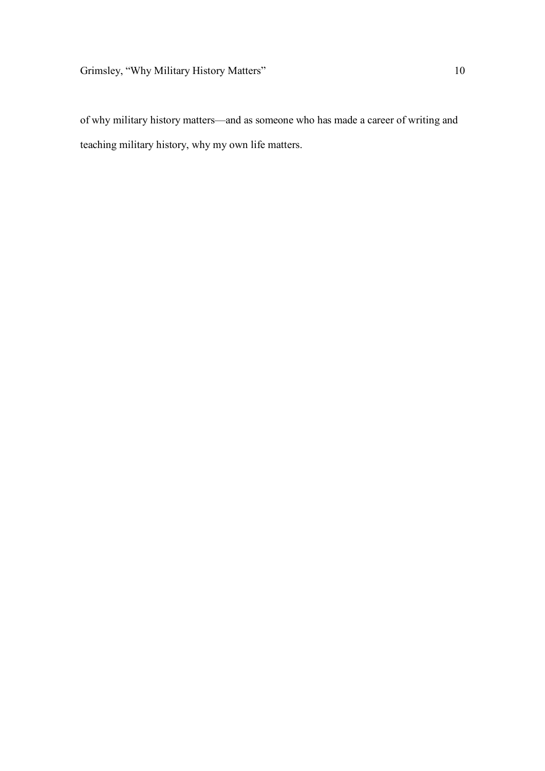of why military history matters—and as someone who has made a career of writing and teaching military history, why my own life matters.